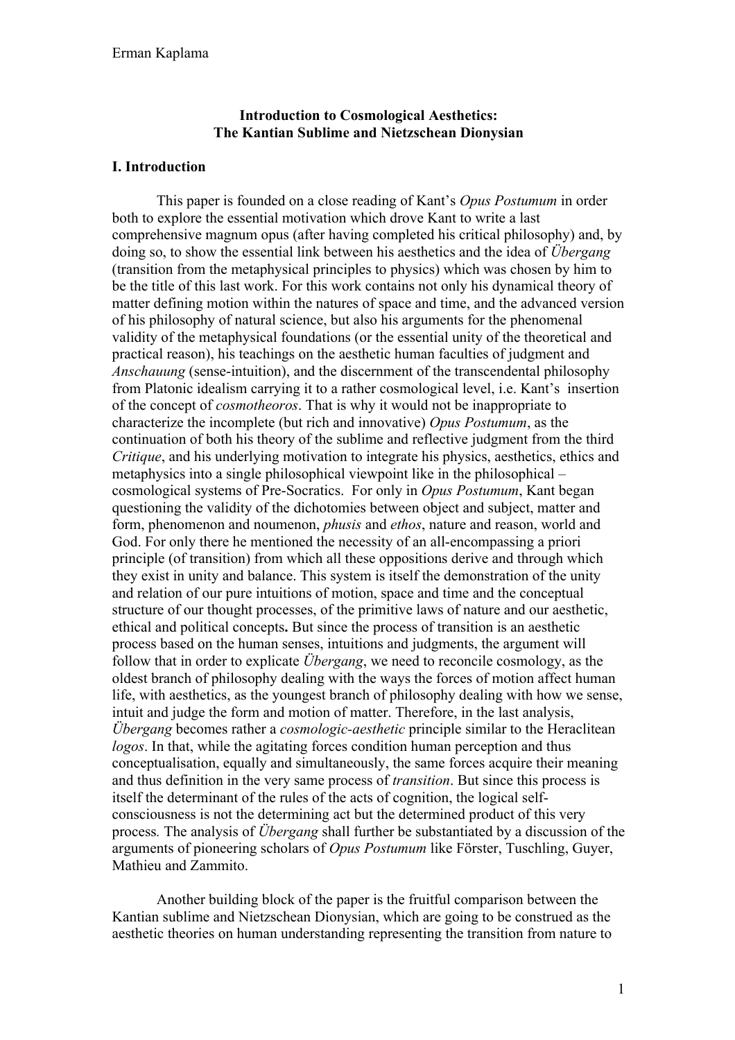**Introduction to Cosmological Aesthetics:**
**The Kantian Sublime and Nietzschean Dionysian**

## I. Introduction

This paper is founded on a close reading of Kant's *Opus Postumum* in order both to explore the essential motivation which drove Kant to write a last comprehensive magnum opus (after having completed his critical philosophy) and, by doing so, to show the essential link between his aesthetics and the idea of *Übergang* (transition from the metaphysical principles to physics) which was chosen by him to be the title of this last work. For this work contains not only his dynamical theory of matter defining motion within the natures of space and time, and the advanced version of his philosophy of natural science, but also his arguments for the phenomenal validity of the metaphysical foundations (or the essential unity of the theoretical and practical reason), his teachings on the aesthetic human faculties of judgment and *Anschauung* (sense-intuition), and the discernment of the transcendental philosophy from Platonic idealism carrying it to a rather cosmological level, i.e. Kant's insertion of the concept of *cosmotheoros*. That is why it would not be inappropriate to characterize the incomplete (but rich and innovative) *Opus Postumum*, as the continuation of both his theory of the sublime and reflective judgment from the third *Critique*, and his underlying motivation to integrate his physics, aesthetics, ethics and metaphysics into a single philosophical viewpoint like in the philosophical – cosmological systems of Pre-Socratics. For only in *Opus Postumum*, Kant began questioning the validity of the dichotomies between object and subject, matter and form, phenomenon and noumenon, *phusis* and *ethos*, nature and reason, world and God. For only there he mentioned the necessity of an all-encompassing a priori principle (of transition) from which all these oppositions derive and through which they exist in unity and balance. This system is itself the demonstration of the unity and relation of our pure intuitions of motion, space and time and the conceptual structure of our thought processes, of the primitive laws of nature and our aesthetic, ethical and political concepts**.** But since the process of transition is an aesthetic process based on the human senses, intuitions and judgments, the argument will follow that in order to explicate *Übergang*, we need to reconcile cosmology, as the oldest branch of philosophy dealing with the ways the forces of motion affect human life, with aesthetics, as the youngest branch of philosophy dealing with how we sense, intuit and judge the form and motion of matter. Therefore, in the last analysis, *Übergang* becomes rather a *cosmologic-aesthetic* principle similar to the Heraclitean *logos*. In that, while the agitating forces condition human perception and thus conceptualisation, equally and simultaneously, the same forces acquire their meaning and thus definition in the very same process of *transition*. But since this process is itself the determinant of the rules of the acts of cognition, the logical self-consciousness is not the determining act but the determined product of this very process*.* The analysis of *Übergang* shall further be substantiated by a discussion of the arguments of pioneering scholars of *Opus Postumum* like Förster, Tuschling, Guyer, Mathieu and Zammito.

Another building block of the paper is the fruitful comparison between the Kantian sublime and Nietzschean Dionysian, which are going to be construed as the aesthetic theories on human understanding representing the transition from nature to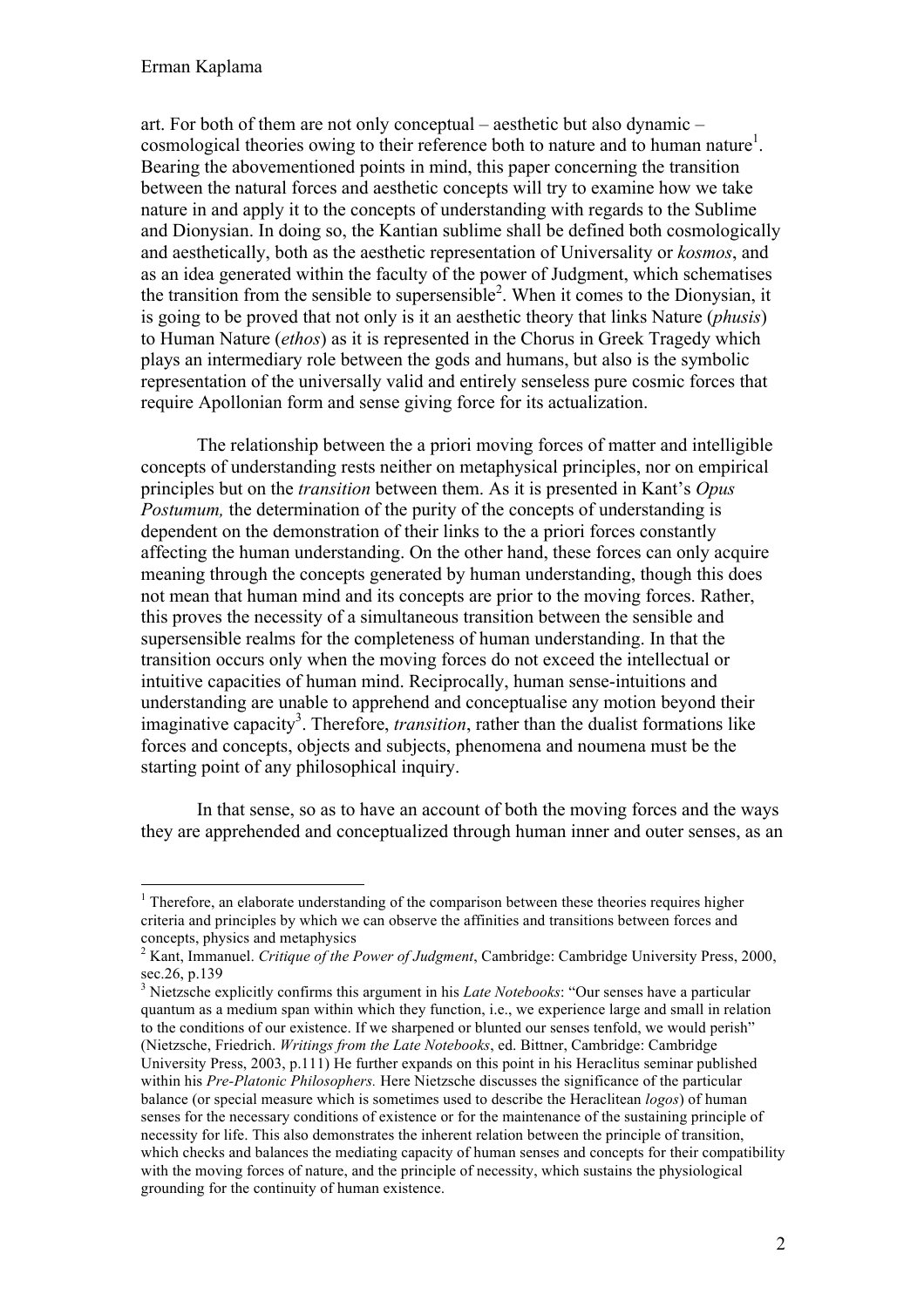art. For both of them are not only conceptual – aesthetic but also dynamic – cosmological theories owing to their reference both to nature and to human nature[1]. Bearing the abovementioned points in mind, this paper concerning the transition between the natural forces and aesthetic concepts will try to examine how we take nature in and apply it to the concepts of understanding with regards to the Sublime and Dionysian. In doing so, the Kantian sublime shall be defined both cosmologically and aesthetically, both as the aesthetic representation of Universality or *kosmos*, and as an idea generated within the faculty of the power of Judgment, which schematises the transition from the sensible to supersensible[2]. When it comes to the Dionysian, it is going to be proved that not only is it an aesthetic theory that links Nature (*phusis*) to Human Nature (*ethos*) as it is represented in the Chorus in Greek Tragedy which plays an intermediary role between the gods and humans, but also is the symbolic representation of the universally valid and entirely senseless pure cosmic forces that require Apollonian form and sense giving force for its actualization.

The relationship between the a priori moving forces of matter and intelligible concepts of understanding rests neither on metaphysical principles, nor on empirical principles but on the *transition* between them. As it is presented in Kant's *Opus Postumum,* the determination of the purity of the concepts of understanding is dependent on the demonstration of their links to the a priori forces constantly affecting the human understanding. On the other hand, these forces can only acquire meaning through the concepts generated by human understanding, though this does not mean that human mind and its concepts are prior to the moving forces. Rather, this proves the necessity of a simultaneous transition between the sensible and supersensible realms for the completeness of human understanding. In that the transition occurs only when the moving forces do not exceed the intellectual or intuitive capacities of human mind. Reciprocally, human sense-intuitions and understanding are unable to apprehend and conceptualise any motion beyond their imaginative capacity[3]. Therefore, *transition*, rather than the dualist formations like forces and concepts, objects and subjects, phenomena and noumena must be the starting point of any philosophical inquiry.

In that sense, so as to have an account of both the moving forces and the ways they are apprehended and conceptualized through human inner and outer senses, as an

---

[1] Therefore, an elaborate understanding of the comparison between these theories requires higher criteria and principles by which we can observe the affinities and transitions between forces and concepts, physics and metaphysics

[2] Kant, Immanuel. *Critique of the Power of Judgment*, Cambridge: Cambridge University Press, 2000, sec.26, p.139

[3] Nietzsche explicitly confirms this argument in his *Late Notebooks*: "Our senses have a particular quantum as a medium span within which they function, i.e., we experience large and small in relation to the conditions of our existence. If we sharpened or blunted our senses tenfold, we would perish" (Nietzsche, Friedrich. *Writings from the Late Notebooks*, ed. Bittner, Cambridge: Cambridge University Press, 2003, p.111) He further expands on this point in his Heraclitus seminar published within his *Pre-Platonic Philosophers.* Here Nietzsche discusses the significance of the particular balance (or special measure which is sometimes used to describe the Heraclitean *logos*) of human senses for the necessary conditions of existence or for the maintenance of the sustaining principle of necessity for life. This also demonstrates the inherent relation between the principle of transition, which checks and balances the mediating capacity of human senses and concepts for their compatibility with the moving forces of nature, and the principle of necessity, which sustains the physiological grounding for the continuity of human existence.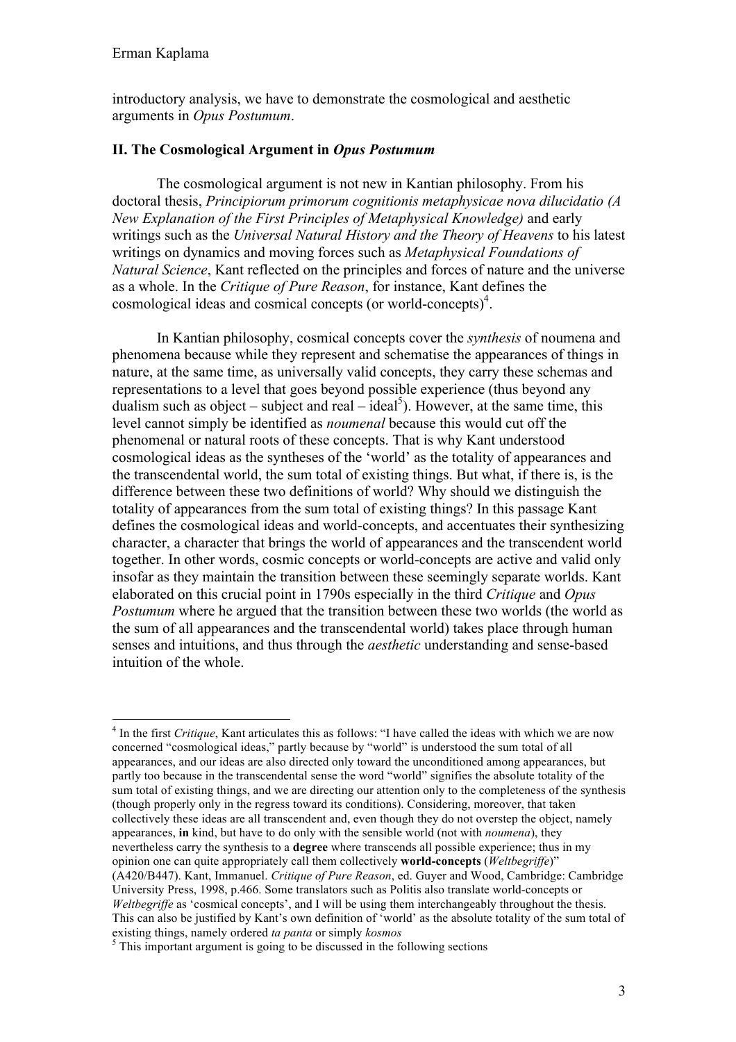introductory analysis, we have to demonstrate the cosmological and aesthetic arguments in *Opus Postumum*.

## II. The Cosmological Argument in *Opus Postumum*

The cosmological argument is not new in Kantian philosophy. From his doctoral thesis, *Principiorum primorum cognitionis metaphysicae nova dilucidatio (A New Explanation of the First Principles of Metaphysical Knowledge)* and early writings such as the *Universal Natural History and the Theory of Heavens* to his latest writings on dynamics and moving forces such as *Metaphysical Foundations of Natural Science*, Kant reflected on the principles and forces of nature and the universe as a whole. In the *Critique of Pure Reason*, for instance, Kant defines the cosmological ideas and cosmical concepts (or world-concepts)[4].

In Kantian philosophy, cosmical concepts cover the *synthesis* of noumena and phenomena because while they represent and schematise the appearances of things in nature, at the same time, as universally valid concepts, they carry these schemas and representations to a level that goes beyond possible experience (thus beyond any dualism such as object – subject and real – ideal[5]). However, at the same time, this level cannot simply be identified as *noumenal* because this would cut off the phenomenal or natural roots of these concepts. That is why Kant understood cosmological ideas as the syntheses of the 'world' as the totality of appearances and the transcendental world, the sum total of existing things. But what, if there is, is the difference between these two definitions of world? Why should we distinguish the totality of appearances from the sum total of existing things? In this passage Kant defines the cosmological ideas and world-concepts, and accentuates their synthesizing character, a character that brings the world of appearances and the transcendent world together. In other words, cosmic concepts or world-concepts are active and valid only insofar as they maintain the transition between these seemingly separate worlds. Kant elaborated on this crucial point in 1790s especially in the third *Critique* and *Opus Postumum* where he argued that the transition between these two worlds (the world as the sum of all appearances and the transcendental world) takes place through human senses and intuitions, and thus through the *aesthetic* understanding and sense-based intuition of the whole.

---

[4] In the first *Critique*, Kant articulates this as follows: "I have called the ideas with which we are now concerned "cosmological ideas," partly because by "world" is understood the sum total of all appearances, and our ideas are also directed only toward the unconditioned among appearances, but partly too because in the transcendental sense the word "world" signifies the absolute totality of the sum total of existing things, and we are directing our attention only to the completeness of the synthesis (though properly only in the regress toward its conditions). Considering, moreover, that taken collectively these ideas are all transcendent and, even though they do not overstep the object, namely appearances, **in** kind, but have to do only with the sensible world (not with *noumena*), they nevertheless carry the synthesis to a **degree** where transcends all possible experience; thus in my opinion one can quite appropriately call them collectively **world-concepts** (*Weltbegriffe*)" (A420/B447). Kant, Immanuel. *Critique of Pure Reason*, ed. Guyer and Wood, Cambridge: Cambridge University Press, 1998, p.466. Some translators such as Politis also translate world-concepts or *Weltbegriffe* as 'cosmical concepts', and I will be using them interchangeably throughout the thesis. This can also be justified by Kant's own definition of 'world' as the absolute totality of the sum total of existing things, namely ordered *ta panta* or simply *kosmos*

[5] This important argument is going to be discussed in the following sections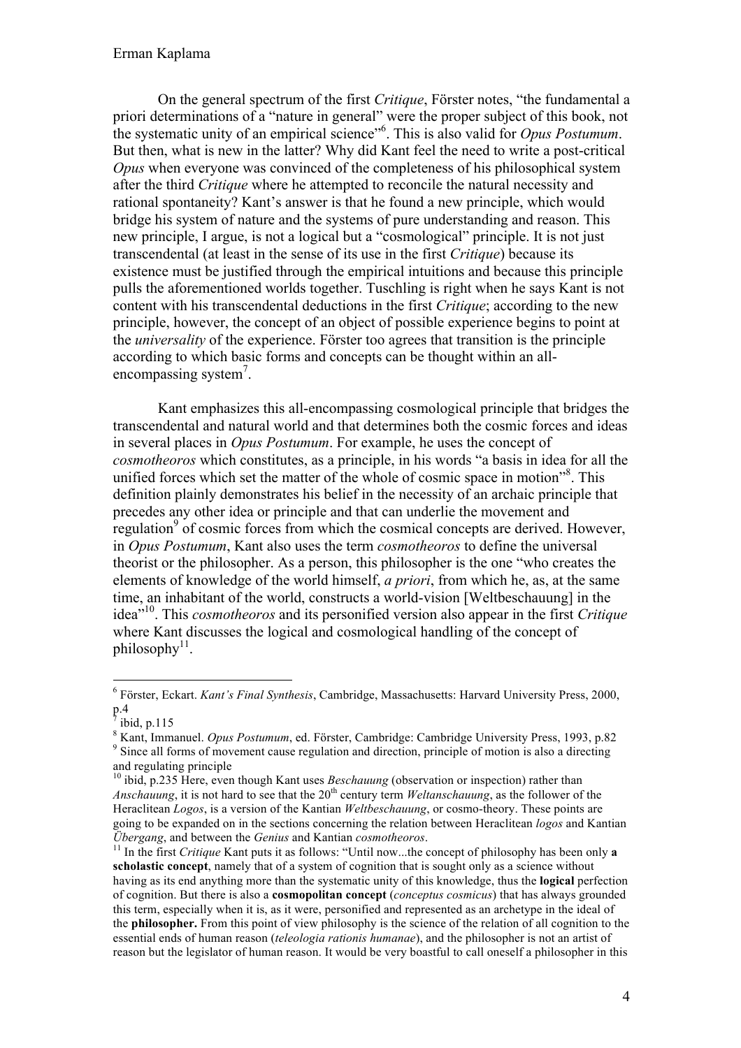On the general spectrum of the first *Critique*, Förster notes, "the fundamental a priori determinations of a "nature in general" were the proper subject of this book, not the systematic unity of an empirical science"[6]. This is also valid for *Opus Postumum*. But then, what is new in the latter? Why did Kant feel the need to write a post-critical *Opus* when everyone was convinced of the completeness of his philosophical system after the third *Critique* where he attempted to reconcile the natural necessity and rational spontaneity? Kant's answer is that he found a new principle, which would bridge his system of nature and the systems of pure understanding and reason. This new principle, I argue, is not a logical but a "cosmological" principle. It is not just transcendental (at least in the sense of its use in the first *Critique*) because its existence must be justified through the empirical intuitions and because this principle pulls the aforementioned worlds together. Tuschling is right when he says Kant is not content with his transcendental deductions in the first *Critique*; according to the new principle, however, the concept of an object of possible experience begins to point at the *universality* of the experience. Förster too agrees that transition is the principle according to which basic forms and concepts can be thought within an all-encompassing system[7].

Kant emphasizes this all-encompassing cosmological principle that bridges the transcendental and natural world and that determines both the cosmic forces and ideas in several places in *Opus Postumum*. For example, he uses the concept of *cosmotheoros* which constitutes, as a principle, in his words "a basis in idea for all the unified forces which set the matter of the whole of cosmic space in motion"[8]. This definition plainly demonstrates his belief in the necessity of an archaic principle that precedes any other idea or principle and that can underlie the movement and regulation[9] of cosmic forces from which the cosmical concepts are derived. However, in *Opus Postumum*, Kant also uses the term *cosmotheoros* to define the universal theorist or the philosopher. As a person, this philosopher is the one "who creates the elements of knowledge of the world himself, *a priori*, from which he, as, at the same time, an inhabitant of the world, constructs a world-vision [Weltbeschauung] in the idea"[10]. This *cosmotheoros* and its personified version also appear in the first *Critique* where Kant discusses the logical and cosmological handling of the concept of philosophy[11].

---

[6] Förster, Eckart. *Kant's Final Synthesis*, Cambridge, Massachusetts: Harvard University Press, 2000, p.4

[7] ibid, p.115

[8] Kant, Immanuel. *Opus Postumum*, ed. Förster, Cambridge: Cambridge University Press, 1993, p.82

[9] Since all forms of movement cause regulation and direction, principle of motion is also a directing and regulating principle

[10] ibid, p.235 Here, even though Kant uses *Beschauung* (observation or inspection) rather than *Anschauung*, it is not hard to see that the 20th century term *Weltanschauung*, as the follower of the Heraclitean *Logos*, is a version of the Kantian *Weltbeschauung*, or cosmo-theory. These points are going to be expanded on in the sections concerning the relation between Heraclitean *logos* and Kantian *Übergang*, and between the *Genius* and Kantian *cosmotheoros*.

[11] In the first *Critique* Kant puts it as follows: "Until now...the concept of philosophy has been only **a scholastic concept**, namely that of a system of cognition that is sought only as a science without having as its end anything more than the systematic unity of this knowledge, thus the **logical** perfection of cognition. But there is also a **cosmopolitan concept** (*conceptus cosmicus*) that has always grounded this term, especially when it is, as it were, personified and represented as an archetype in the ideal of the **philosopher.** From this point of view philosophy is the science of the relation of all cognition to the essential ends of human reason (*teleologia rationis humanae*), and the philosopher is not an artist of reason but the legislator of human reason. It would be very boastful to call oneself a philosopher in this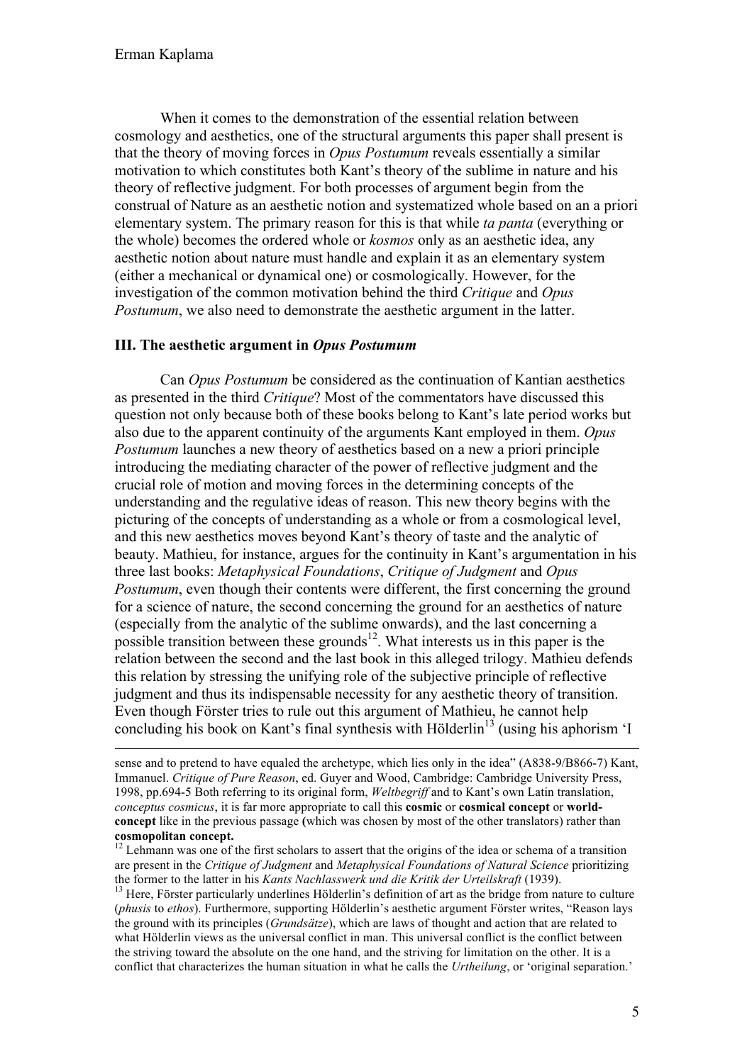When it comes to the demonstration of the essential relation between cosmology and aesthetics, one of the structural arguments this paper shall present is that the theory of moving forces in *Opus Postumum* reveals essentially a similar motivation to which constitutes both Kant's theory of the sublime in nature and his theory of reflective judgment. For both processes of argument begin from the construal of Nature as an aesthetic notion and systematized whole based on an a priori elementary system. The primary reason for this is that while *ta panta* (everything or the whole) becomes the ordered whole or *kosmos* only as an aesthetic idea, any aesthetic notion about nature must handle and explain it as an elementary system (either a mechanical or dynamical one) or cosmologically. However, for the investigation of the common motivation behind the third *Critique* and *Opus Postumum*, we also need to demonstrate the aesthetic argument in the latter.

### III. The aesthetic argument in *Opus Postumum*

Can *Opus Postumum* be considered as the continuation of Kantian aesthetics as presented in the third *Critique*? Most of the commentators have discussed this question not only because both of these books belong to Kant's late period works but also due to the apparent continuity of the arguments Kant employed in them. *Opus Postumum* launches a new theory of aesthetics based on a new a priori principle introducing the mediating character of the power of reflective judgment and the crucial role of motion and moving forces in the determining concepts of the understanding and the regulative ideas of reason. This new theory begins with the picturing of the concepts of understanding as a whole or from a cosmological level, and this new aesthetics moves beyond Kant's theory of taste and the analytic of beauty. Mathieu, for instance, argues for the continuity in Kant's argumentation in his three last books: *Metaphysical Foundations*, *Critique of Judgment* and *Opus Postumum*, even though their contents were different, the first concerning the ground for a science of nature, the second concerning the ground for an aesthetics of nature (especially from the analytic of the sublime onwards), and the last concerning a possible transition between these grounds[12]. What interests us in this paper is the relation between the second and the last book in this alleged trilogy. Mathieu defends this relation by stressing the unifying role of the subjective principle of reflective judgment and thus its indispensable necessity for any aesthetic theory of transition. Even though Förster tries to rule out this argument of Mathieu, he cannot help concluding his book on Kant's final synthesis with Hölderlin[13] (using his aphorism 'I

---

sense and to pretend to have equaled the archetype, which lies only in the idea" (A838-9/B866-7) Kant, Immanuel. *Critique of Pure Reason*, ed. Guyer and Wood, Cambridge: Cambridge University Press, 1998, pp.694-5 Both referring to its original form, *Weltbegriff* and to Kant's own Latin translation, *conceptus cosmicus*, it is far more appropriate to call this **cosmic** or **cosmical concept** or **world-concept** like in the previous passage **(**which was chosen by most of the other translators) rather than **cosmopolitan concept.**

[12] Lehmann was one of the first scholars to assert that the origins of the idea or schema of a transition are present in the *Critique of Judgment* and *Metaphysical Foundations of Natural Science* prioritizing the former to the latter in his *Kants Nachlasswerk und die Kritik der Urteilskraft* (1939).

[13] Here, Förster particularly underlines Hölderlin's definition of art as the bridge from nature to culture (*phusis* to *ethos*). Furthermore, supporting Hölderlin's aesthetic argument Förster writes, "Reason lays the ground with its principles (*Grundsätze*), which are laws of thought and action that are related to what Hölderlin views as the universal conflict in man. This universal conflict is the conflict between the striving toward the absolute on the one hand, and the striving for limitation on the other. It is a conflict that characterizes the human situation in what he calls the *Urtheilung*, or 'original separation.'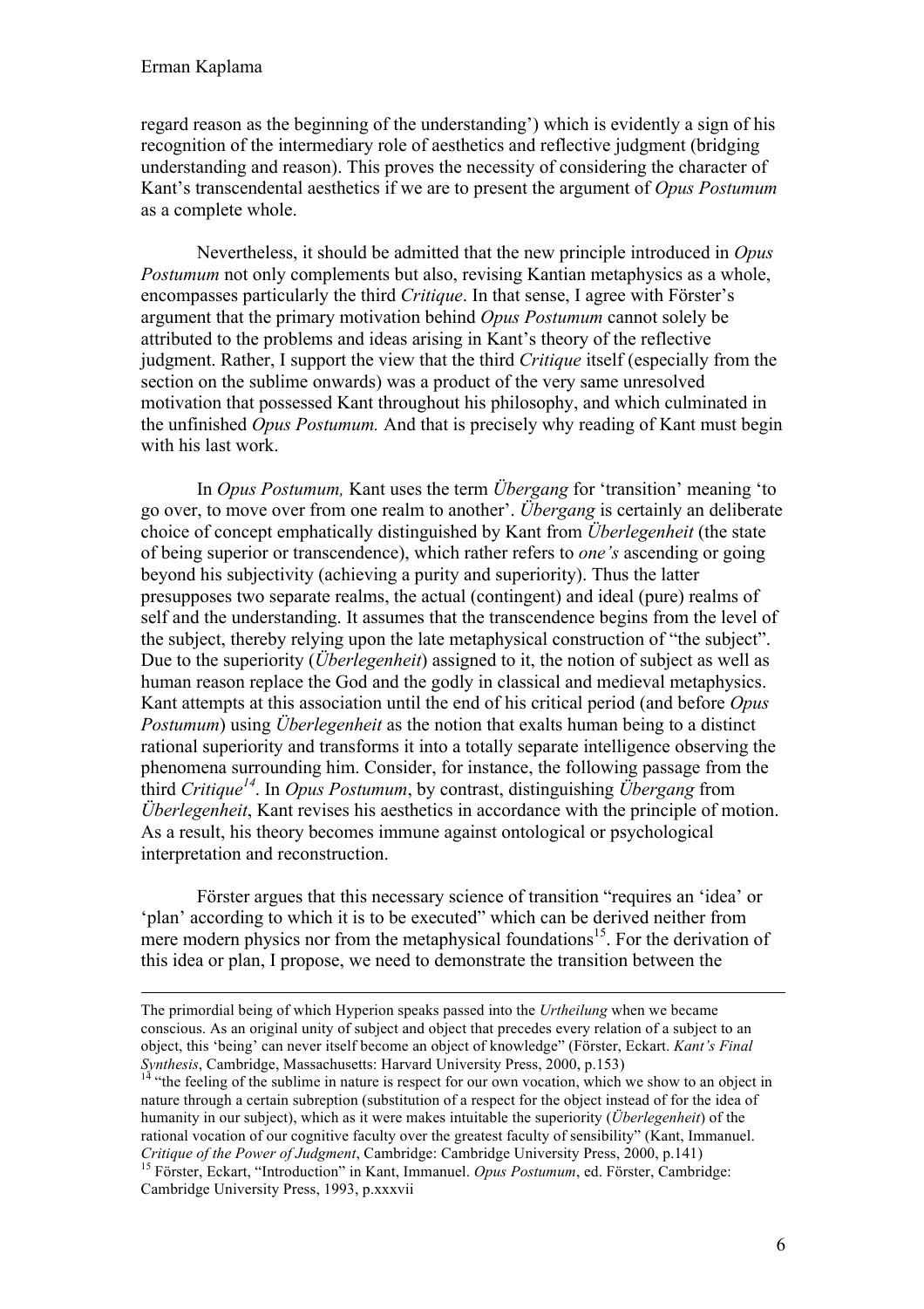regard reason as the beginning of the understanding') which is evidently a sign of his recognition of the intermediary role of aesthetics and reflective judgment (bridging understanding and reason). This proves the necessity of considering the character of Kant's transcendental aesthetics if we are to present the argument of *Opus Postumum* as a complete whole.

Nevertheless, it should be admitted that the new principle introduced in *Opus Postumum* not only complements but also, revising Kantian metaphysics as a whole, encompasses particularly the third *Critique*. In that sense, I agree with Förster's argument that the primary motivation behind *Opus Postumum* cannot solely be attributed to the problems and ideas arising in Kant's theory of the reflective judgment. Rather, I support the view that the third *Critique* itself (especially from the section on the sublime onwards) was a product of the very same unresolved motivation that possessed Kant throughout his philosophy, and which culminated in the unfinished *Opus Postumum.* And that is precisely why reading of Kant must begin with his last work.

In *Opus Postumum,* Kant uses the term *Übergang* for 'transition' meaning 'to go over, to move over from one realm to another'. *Übergang* is certainly an deliberate choice of concept emphatically distinguished by Kant from *Überlegenheit* (the state of being superior or transcendence), which rather refers to *one's* ascending or going beyond his subjectivity (achieving a purity and superiority). Thus the latter presupposes two separate realms, the actual (contingent) and ideal (pure) realms of self and the understanding. It assumes that the transcendence begins from the level of the subject, thereby relying upon the late metaphysical construction of "the subject". Due to the superiority (*Überlegenheit*) assigned to it, the notion of subject as well as human reason replace the God and the godly in classical and medieval metaphysics. Kant attempts at this association until the end of his critical period (and before *Opus Postumum*) using *Überlegenheit* as the notion that exalts human being to a distinct rational superiority and transforms it into a totally separate intelligence observing the phenomena surrounding him. Consider, for instance, the following passage from the third *Critique*[14]. In *Opus Postumum*, by contrast, distinguishing *Übergang* from *Überlegenheit*, Kant revises his aesthetics in accordance with the principle of motion. As a result, his theory becomes immune against ontological or psychological interpretation and reconstruction.

Förster argues that this necessary science of transition "requires an 'idea' or 'plan' according to which it is to be executed" which can be derived neither from mere modern physics nor from the metaphysical foundations[15]. For the derivation of this idea or plan, I propose, we need to demonstrate the transition between the

---

The primordial being of which Hyperion speaks passed into the *Urtheilung* when we became conscious. As an original unity of subject and object that precedes every relation of a subject to an object, this 'being' can never itself become an object of knowledge" (Förster, Eckart. *Kant's Final Synthesis*, Cambridge, Massachusetts: Harvard University Press, 2000, p.153)

[14] "the feeling of the sublime in nature is respect for our own vocation, which we show to an object in nature through a certain subreption (substitution of a respect for the object instead of for the idea of humanity in our subject), which as it were makes intuitable the superiority (*Überlegenheit*) of the rational vocation of our cognitive faculty over the greatest faculty of sensibility" (Kant, Immanuel. *Critique of the Power of Judgment*, Cambridge: Cambridge University Press, 2000, p.141)

[15] Förster, Eckart, "Introduction" in Kant, Immanuel. *Opus Postumum*, ed. Förster, Cambridge: Cambridge University Press, 1993, p.xxxvii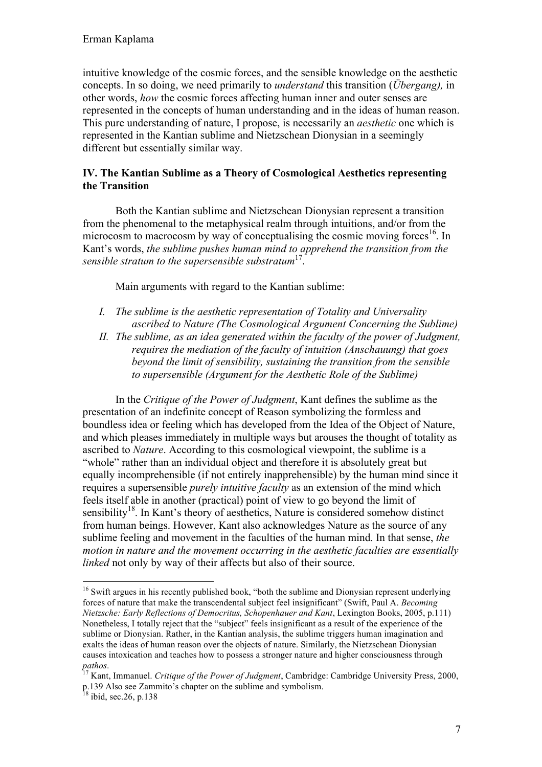intuitive knowledge of the cosmic forces, and the sensible knowledge on the aesthetic concepts. In so doing, we need primarily to *understand* this transition (*Übergang),* in other words, *how* the cosmic forces affecting human inner and outer senses are represented in the concepts of human understanding and in the ideas of human reason. This pure understanding of nature, I propose, is necessarily an *aesthetic* one which is represented in the Kantian sublime and Nietzschean Dionysian in a seemingly different but essentially similar way.

## IV. The Kantian Sublime as a Theory of Cosmological Aesthetics representing the Transition

Both the Kantian sublime and Nietzschean Dionysian represent a transition from the phenomenal to the metaphysical realm through intuitions, and/or from the microcosm to macrocosm by way of conceptualising the cosmic moving forces[16]. In Kant's words, *the sublime pushes human mind to apprehend the transition from the sensible stratum to the supersensible substratum*[17].

Main arguments with regard to the Kantian sublime:

*I. The sublime is the aesthetic representation of Totality and Universality ascribed to Nature (The Cosmological Argument Concerning the Sublime)*

*II. The sublime, as an idea generated within the faculty of the power of Judgment, requires the mediation of the faculty of intuition (Anschauung) that goes beyond the limit of sensibility, sustaining the transition from the sensible to supersensible (Argument for the Aesthetic Role of the Sublime)*

In the *Critique of the Power of Judgment*, Kant defines the sublime as the presentation of an indefinite concept of Reason symbolizing the formless and boundless idea or feeling which has developed from the Idea of the Object of Nature, and which pleases immediately in multiple ways but arouses the thought of totality as ascribed to *Nature*. According to this cosmological viewpoint, the sublime is a "whole" rather than an individual object and therefore it is absolutely great but equally incomprehensible (if not entirely inapprehensible) by the human mind since it requires a supersensible *purely intuitive faculty* as an extension of the mind which feels itself able in another (practical) point of view to go beyond the limit of sensibility[18]. In Kant's theory of aesthetics, Nature is considered somehow distinct from human beings. However, Kant also acknowledges Nature as the source of any sublime feeling and movement in the faculties of the human mind. In that sense, *the motion in nature and the movement occurring in the aesthetic faculties are essentially linked* not only by way of their affects but also of their source.

---

[16] Swift argues in his recently published book, "both the sublime and Dionysian represent underlying forces of nature that make the transcendental subject feel insignificant" (Swift, Paul A. *Becoming Nietzsche: Early Reflections of Democritus, Schopenhauer and Kant*, Lexington Books, 2005, p.111) Nonetheless, I totally reject that the "subject" feels insignificant as a result of the experience of the sublime or Dionysian. Rather, in the Kantian analysis, the sublime triggers human imagination and exalts the ideas of human reason over the objects of nature. Similarly, the Nietzschean Dionysian causes intoxication and teaches how to possess a stronger nature and higher consciousness through *pathos*.

[17] Kant, Immanuel. *Critique of the Power of Judgment*, Cambridge: Cambridge University Press, 2000, p.139 Also see Zammito's chapter on the sublime and symbolism.

[18] ibid, sec.26, p.138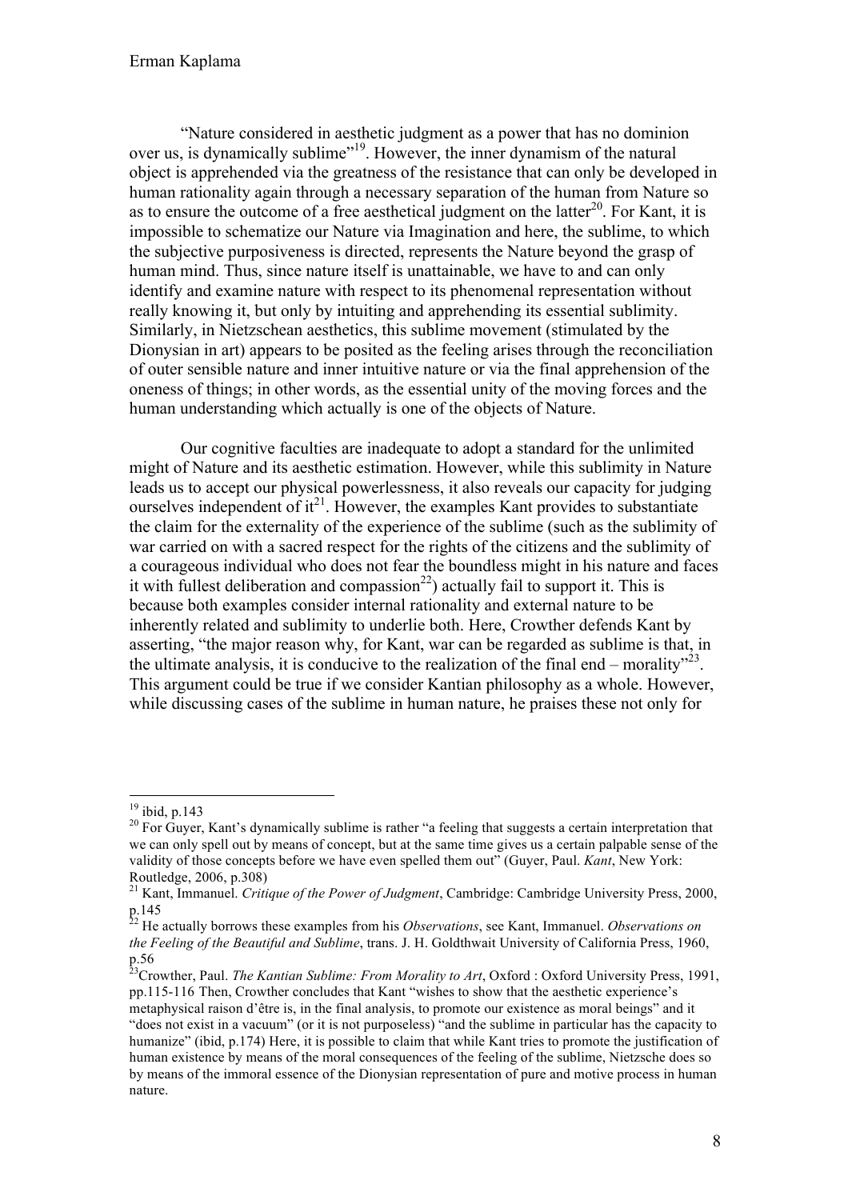"Nature considered in aesthetic judgment as a power that has no dominion over us, is dynamically sublime"[19]. However, the inner dynamism of the natural object is apprehended via the greatness of the resistance that can only be developed in human rationality again through a necessary separation of the human from Nature so as to ensure the outcome of a free aesthetical judgment on the latter[20]. For Kant, it is impossible to schematize our Nature via Imagination and here, the sublime, to which the subjective purposiveness is directed, represents the Nature beyond the grasp of human mind. Thus, since nature itself is unattainable, we have to and can only identify and examine nature with respect to its phenomenal representation without really knowing it, but only by intuiting and apprehending its essential sublimity. Similarly, in Nietzschean aesthetics, this sublime movement (stimulated by the Dionysian in art) appears to be posited as the feeling arises through the reconciliation of outer sensible nature and inner intuitive nature or via the final apprehension of the oneness of things; in other words, as the essential unity of the moving forces and the human understanding which actually is one of the objects of Nature.

Our cognitive faculties are inadequate to adopt a standard for the unlimited might of Nature and its aesthetic estimation. However, while this sublimity in Nature leads us to accept our physical powerlessness, it also reveals our capacity for judging ourselves independent of it[21]. However, the examples Kant provides to substantiate the claim for the externality of the experience of the sublime (such as the sublimity of war carried on with a sacred respect for the rights of the citizens and the sublimity of a courageous individual who does not fear the boundless might in his nature and faces it with fullest deliberation and compassion[22]) actually fail to support it. This is because both examples consider internal rationality and external nature to be inherently related and sublimity to underlie both. Here, Crowther defends Kant by asserting, "the major reason why, for Kant, war can be regarded as sublime is that, in the ultimate analysis, it is conducive to the realization of the final end – morality"[23]. This argument could be true if we consider Kantian philosophy as a whole. However, while discussing cases of the sublime in human nature, he praises these not only for

---

[19] ibid, p.143

[20] For Guyer, Kant's dynamically sublime is rather "a feeling that suggests a certain interpretation that we can only spell out by means of concept, but at the same time gives us a certain palpable sense of the validity of those concepts before we have even spelled them out" (Guyer, Paul. *Kant*, New York: Routledge, 2006, p.308)

[21] Kant, Immanuel. *Critique of the Power of Judgment*, Cambridge: Cambridge University Press, 2000, p.145

[22] He actually borrows these examples from his *Observations*, see Kant, Immanuel. *Observations on the Feeling of the Beautiful and Sublime*, trans. J. H. Goldthwait University of California Press, 1960, p.56

[23] Crowther, Paul. *The Kantian Sublime: From Morality to Art*, Oxford : Oxford University Press, 1991, pp.115-116 Then, Crowther concludes that Kant "wishes to show that the aesthetic experience's metaphysical raison d'être is, in the final analysis, to promote our existence as moral beings" and it "does not exist in a vacuum" (or it is not purposeless) "and the sublime in particular has the capacity to humanize" (ibid, p.174) Here, it is possible to claim that while Kant tries to promote the justification of human existence by means of the moral consequences of the feeling of the sublime, Nietzsche does so by means of the immoral essence of the Dionysian representation of pure and motive process in human nature.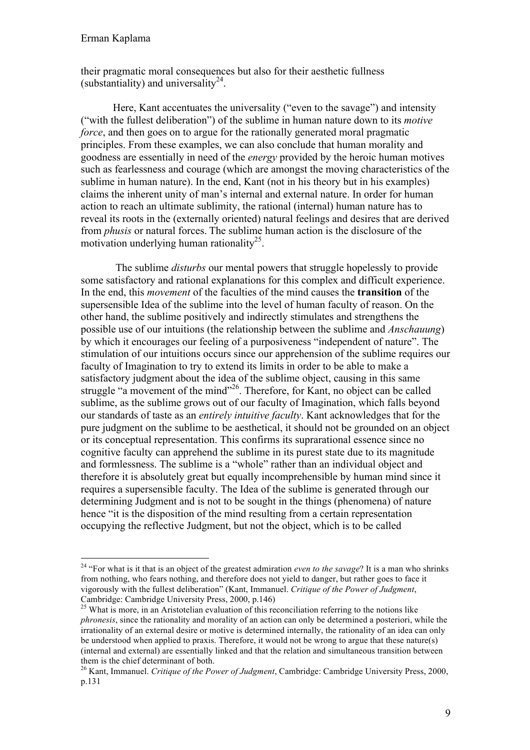their pragmatic moral consequences but also for their aesthetic fullness (substantiality) and universality[24].

Here, Kant accentuates the universality ("even to the savage") and intensity ("with the fullest deliberation") of the sublime in human nature down to its *motive force*, and then goes on to argue for the rationally generated moral pragmatic principles. From these examples, we can also conclude that human morality and goodness are essentially in need of the *energy* provided by the heroic human motives such as fearlessness and courage (which are amongst the moving characteristics of the sublime in human nature). In the end, Kant (not in his theory but in his examples) claims the inherent unity of man's internal and external nature. In order for human action to reach an ultimate sublimity, the rational (internal) human nature has to reveal its roots in the (externally oriented) natural feelings and desires that are derived from *phusis* or natural forces. The sublime human action is the disclosure of the motivation underlying human rationality[25].

The sublime *disturbs* our mental powers that struggle hopelessly to provide some satisfactory and rational explanations for this complex and difficult experience. In the end, this *movement* of the faculties of the mind causes the **transition** of the supersensible Idea of the sublime into the level of human faculty of reason. On the other hand, the sublime positively and indirectly stimulates and strengthens the possible use of our intuitions (the relationship between the sublime and *Anschauung*) by which it encourages our feeling of a purposiveness "independent of nature". The stimulation of our intuitions occurs since our apprehension of the sublime requires our faculty of Imagination to try to extend its limits in order to be able to make a satisfactory judgment about the idea of the sublime object, causing in this same struggle "a movement of the mind"[26]. Therefore, for Kant, no object can be called sublime, as the sublime grows out of our faculty of Imagination, which falls beyond our standards of taste as an *entirely intuitive faculty*. Kant acknowledges that for the pure judgment on the sublime to be aesthetical, it should not be grounded on an object or its conceptual representation. This confirms its suprarational essence since no cognitive faculty can apprehend the sublime in its purest state due to its magnitude and formlessness. The sublime is a "whole" rather than an individual object and therefore it is absolutely great but equally incomprehensible by human mind since it requires a supersensible faculty. The Idea of the sublime is generated through our determining Judgment and is not to be sought in the things (phenomena) of nature hence "it is the disposition of the mind resulting from a certain representation occupying the reflective Judgment, but not the object, which is to be called

---

[24] "For what is it that is an object of the greatest admiration *even to the savage*? It is a man who shrinks from nothing, who fears nothing, and therefore does not yield to danger, but rather goes to face it vigorously with the fullest deliberation" (Kant, Immanuel. *Critique of the Power of Judgment*, Cambridge: Cambridge University Press, 2000, p.146)

[25] What is more, in an Aristotelian evaluation of this reconciliation referring to the notions like *phronesis*, since the rationality and morality of an action can only be determined a posteriori, while the irrationality of an external desire or motive is determined internally, the rationality of an idea can only be understood when applied to praxis. Therefore, it would not be wrong to argue that these nature(s) (internal and external) are essentially linked and that the relation and simultaneous transition between them is the chief determinant of both.

[26] Kant, Immanuel. *Critique of the Power of Judgment*, Cambridge: Cambridge University Press, 2000, p.131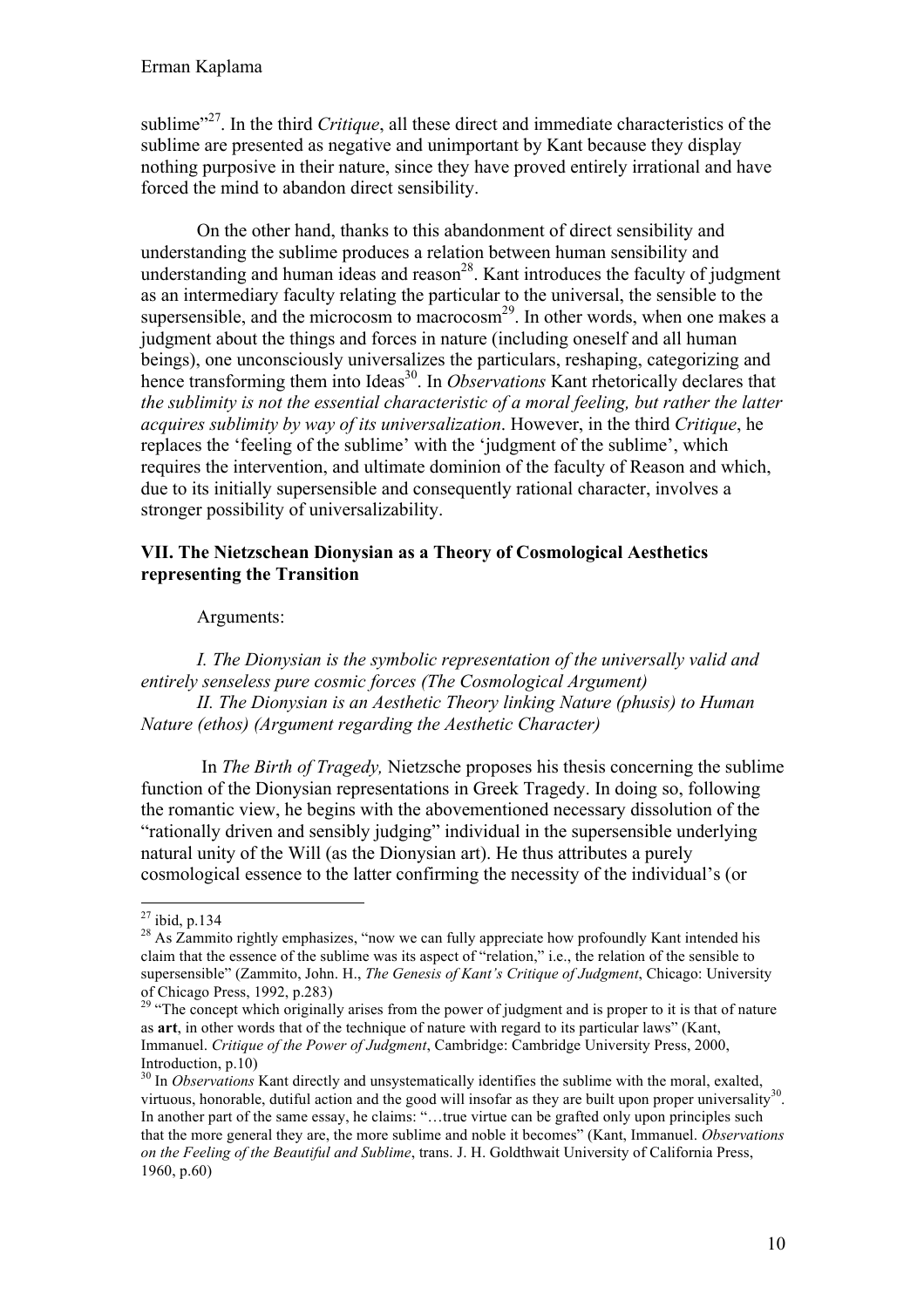sublime"[27]. In the third *Critique*, all these direct and immediate characteristics of the sublime are presented as negative and unimportant by Kant because they display nothing purposive in their nature, since they have proved entirely irrational and have forced the mind to abandon direct sensibility.

On the other hand, thanks to this abandonment of direct sensibility and understanding the sublime produces a relation between human sensibility and understanding and human ideas and reason[28]. Kant introduces the faculty of judgment as an intermediary faculty relating the particular to the universal, the sensible to the supersensible, and the microcosm to macrocosm[29]. In other words, when one makes a judgment about the things and forces in nature (including oneself and all human beings), one unconsciously universalizes the particulars, reshaping, categorizing and hence transforming them into Ideas[30]. In *Observations* Kant rhetorically declares that *the sublimity is not the essential characteristic of a moral feeling, but rather the latter acquires sublimity by way of its universalization*. However, in the third *Critique*, he replaces the 'feeling of the sublime' with the 'judgment of the sublime', which requires the intervention, and ultimate dominion of the faculty of Reason and which, due to its initially supersensible and consequently rational character, involves a stronger possibility of universalizability.

### VII. The Nietzschean Dionysian as a Theory of Cosmological Aesthetics representing the Transition

Arguments:

*I. The Dionysian is the symbolic representation of the universally valid and entirely senseless pure cosmic forces (The Cosmological Argument)*
*II. The Dionysian is an Aesthetic Theory linking Nature (phusis) to Human Nature (ethos) (Argument regarding the Aesthetic Character)*

In *The Birth of Tragedy,* Nietzsche proposes his thesis concerning the sublime function of the Dionysian representations in Greek Tragedy. In doing so, following the romantic view, he begins with the abovementioned necessary dissolution of the "rationally driven and sensibly judging" individual in the supersensible underlying natural unity of the Will (as the Dionysian art). He thus attributes a purely cosmological essence to the latter confirming the necessity of the individual's (or

---

[27] ibid, p.134

[28] As Zammito rightly emphasizes, "now we can fully appreciate how profoundly Kant intended his claim that the essence of the sublime was its aspect of "relation," i.e., the relation of the sensible to supersensible" (Zammito, John. H., *The Genesis of Kant's Critique of Judgment*, Chicago: University of Chicago Press, 1992, p.283)

[29] "The concept which originally arises from the power of judgment and is proper to it is that of nature as **art**, in other words that of the technique of nature with regard to its particular laws" (Kant, Immanuel. *Critique of the Power of Judgment*, Cambridge: Cambridge University Press, 2000, Introduction, p.10)

[30] In *Observations* Kant directly and unsystematically identifies the sublime with the moral, exalted, virtuous, honorable, dutiful action and the good will insofar as they are built upon proper universality[30]. In another part of the same essay, he claims: "…true virtue can be grafted only upon principles such that the more general they are, the more sublime and noble it becomes" (Kant, Immanuel. *Observations on the Feeling of the Beautiful and Sublime*, trans. J. H. Goldthwait University of California Press, 1960, p.60)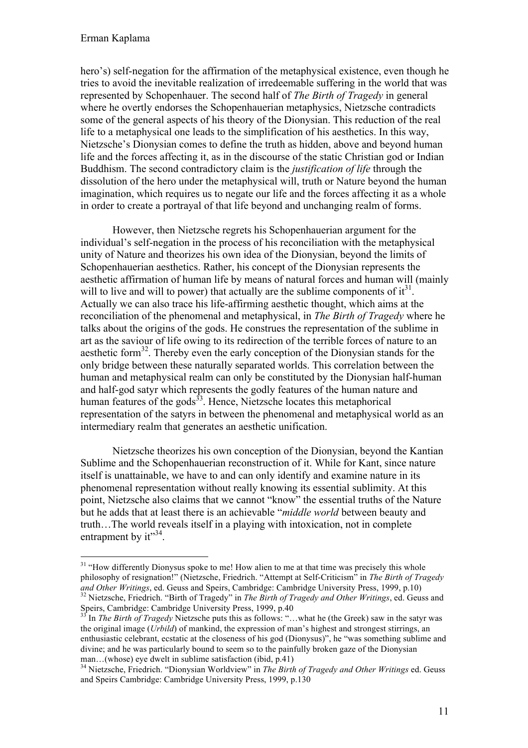hero's) self-negation for the affirmation of the metaphysical existence, even though he tries to avoid the inevitable realization of irredeemable suffering in the world that was represented by Schopenhauer. The second half of *The Birth of Tragedy* in general where he overtly endorses the Schopenhauerian metaphysics, Nietzsche contradicts some of the general aspects of his theory of the Dionysian. This reduction of the real life to a metaphysical one leads to the simplification of his aesthetics. In this way, Nietzsche's Dionysian comes to define the truth as hidden, above and beyond human life and the forces affecting it, as in the discourse of the static Christian god or Indian Buddhism. The second contradictory claim is the *justification of life* through the dissolution of the hero under the metaphysical will, truth or Nature beyond the human imagination, which requires us to negate our life and the forces affecting it as a whole in order to create a portrayal of that life beyond and unchanging realm of forms.

However, then Nietzsche regrets his Schopenhauerian argument for the individual's self-negation in the process of his reconciliation with the metaphysical unity of Nature and theorizes his own idea of the Dionysian, beyond the limits of Schopenhauerian aesthetics. Rather, his concept of the Dionysian represents the aesthetic affirmation of human life by means of natural forces and human will (mainly will to live and will to power) that actually are the sublime components of it[31]. Actually we can also trace his life-affirming aesthetic thought, which aims at the reconciliation of the phenomenal and metaphysical, in *The Birth of Tragedy* where he talks about the origins of the gods. He construes the representation of the sublime in art as the saviour of life owing to its redirection of the terrible forces of nature to an aesthetic form[32]. Thereby even the early conception of the Dionysian stands for the only bridge between these naturally separated worlds. This correlation between the human and metaphysical realm can only be constituted by the Dionysian half-human and half-god satyr which represents the godly features of the human nature and human features of the gods[33]. Hence, Nietzsche locates this metaphorical representation of the satyrs in between the phenomenal and metaphysical world as an intermediary realm that generates an aesthetic unification.

Nietzsche theorizes his own conception of the Dionysian, beyond the Kantian Sublime and the Schopenhauerian reconstruction of it. While for Kant, since nature itself is unattainable, we have to and can only identify and examine nature in its phenomenal representation without really knowing its essential sublimity. At this point, Nietzsche also claims that we cannot "know" the essential truths of the Nature but he adds that at least there is an achievable "*middle world* between beauty and truth…The world reveals itself in a playing with intoxication, not in complete entrapment by it"[34].

---

[31] "How differently Dionysus spoke to me! How alien to me at that time was precisely this whole philosophy of resignation!" (Nietzsche, Friedrich. "Attempt at Self-Criticism" in *The Birth of Tragedy and Other Writings*, ed. Geuss and Speirs, Cambridge: Cambridge University Press, 1999, p.10)

[32] Nietzsche, Friedrich. "Birth of Tragedy" in *The Birth of Tragedy and Other Writings*, ed. Geuss and Speirs, Cambridge: Cambridge University Press, 1999, p.40

[33] In *The Birth of Tragedy* Nietzsche puts this as follows: "…what he (the Greek) saw in the satyr was the original image (*Urbild*) of mankind, the expression of man's highest and strongest stirrings, an enthusiastic celebrant, ecstatic at the closeness of his god (Dionysus)", he "was something sublime and divine; and he was particularly bound to seem so to the painfully broken gaze of the Dionysian man…(whose) eye dwelt in sublime satisfaction (ibid, p.41)

[34] Nietzsche, Friedrich. "Dionysian Worldview" in *The Birth of Tragedy and Other Writings* ed. Geuss and Speirs Cambridge: Cambridge University Press, 1999, p.130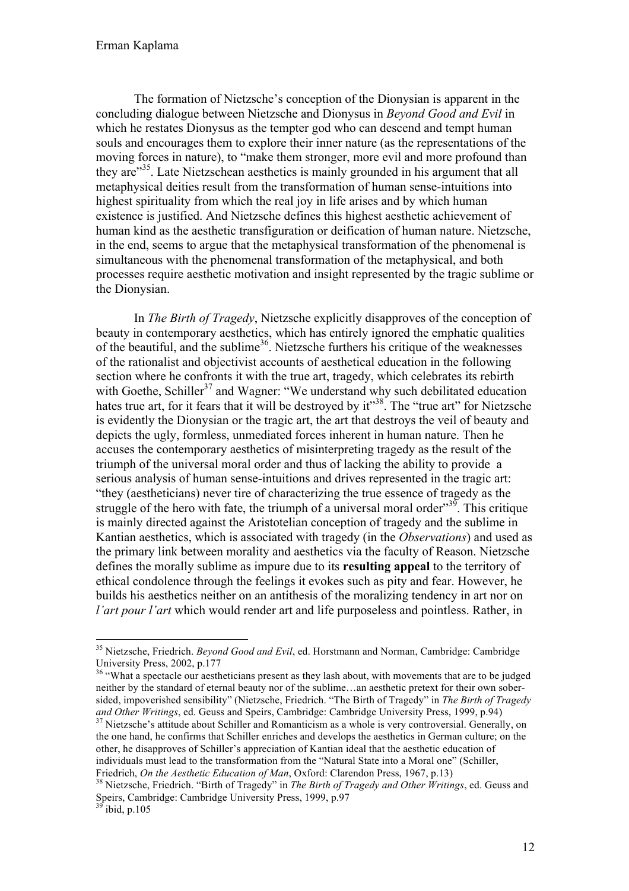The formation of Nietzsche's conception of the Dionysian is apparent in the concluding dialogue between Nietzsche and Dionysus in *Beyond Good and Evil* in which he restates Dionysus as the tempter god who can descend and tempt human souls and encourages them to explore their inner nature (as the representations of the moving forces in nature), to "make them stronger, more evil and more profound than they are"[35]. Late Nietzschean aesthetics is mainly grounded in his argument that all metaphysical deities result from the transformation of human sense-intuitions into highest spirituality from which the real joy in life arises and by which human existence is justified. And Nietzsche defines this highest aesthetic achievement of human kind as the aesthetic transfiguration or deification of human nature. Nietzsche, in the end, seems to argue that the metaphysical transformation of the phenomenal is simultaneous with the phenomenal transformation of the metaphysical, and both processes require aesthetic motivation and insight represented by the tragic sublime or the Dionysian.

In *The Birth of Tragedy*, Nietzsche explicitly disapproves of the conception of beauty in contemporary aesthetics, which has entirely ignored the emphatic qualities of the beautiful, and the sublime[36]. Nietzsche furthers his critique of the weaknesses of the rationalist and objectivist accounts of aesthetical education in the following section where he confronts it with the true art, tragedy, which celebrates its rebirth with Goethe, Schiller[37] and Wagner: "We understand why such debilitated education hates true art, for it fears that it will be destroyed by it"[38]. The "true art" for Nietzsche is evidently the Dionysian or the tragic art, the art that destroys the veil of beauty and depicts the ugly, formless, unmediated forces inherent in human nature. Then he accuses the contemporary aesthetics of misinterpreting tragedy as the result of the triumph of the universal moral order and thus of lacking the ability to provide a serious analysis of human sense-intuitions and drives represented in the tragic art: "they (aestheticians) never tire of characterizing the true essence of tragedy as the struggle of the hero with fate, the triumph of a universal moral order"[39]. This critique is mainly directed against the Aristotelian conception of tragedy and the sublime in Kantian aesthetics, which is associated with tragedy (in the *Observations*) and used as the primary link between morality and aesthetics via the faculty of Reason. Nietzsche defines the morally sublime as impure due to its **resulting appeal** to the territory of ethical condolence through the feelings it evokes such as pity and fear. However, he builds his aesthetics neither on an antithesis of the moralizing tendency in art nor on *l'art pour l'art* which would render art and life purposeless and pointless. Rather, in

---

[35] Nietzsche, Friedrich. *Beyond Good and Evil*, ed. Horstmann and Norman, Cambridge: Cambridge University Press, 2002, p.177

[36] "What a spectacle our aestheticians present as they lash about, with movements that are to be judged neither by the standard of eternal beauty nor of the sublime…an aesthetic pretext for their own sober-sided, impoverished sensibility" (Nietzsche, Friedrich. "The Birth of Tragedy" in *The Birth of Tragedy and Other Writings*, ed. Geuss and Speirs, Cambridge: Cambridge University Press, 1999, p.94)

[37] Nietzsche's attitude about Schiller and Romanticism as a whole is very controversial. Generally, on the one hand, he confirms that Schiller enriches and develops the aesthetics in German culture; on the other, he disapproves of Schiller's appreciation of Kantian ideal that the aesthetic education of individuals must lead to the transformation from the "Natural State into a Moral one" (Schiller, Friedrich, *On the Aesthetic Education of Man*, Oxford: Clarendon Press, 1967, p.13)

[38] Nietzsche, Friedrich. "Birth of Tragedy" in *The Birth of Tragedy and Other Writings*, ed. Geuss and Speirs, Cambridge: Cambridge University Press, 1999, p.97

[39] ibid, p.105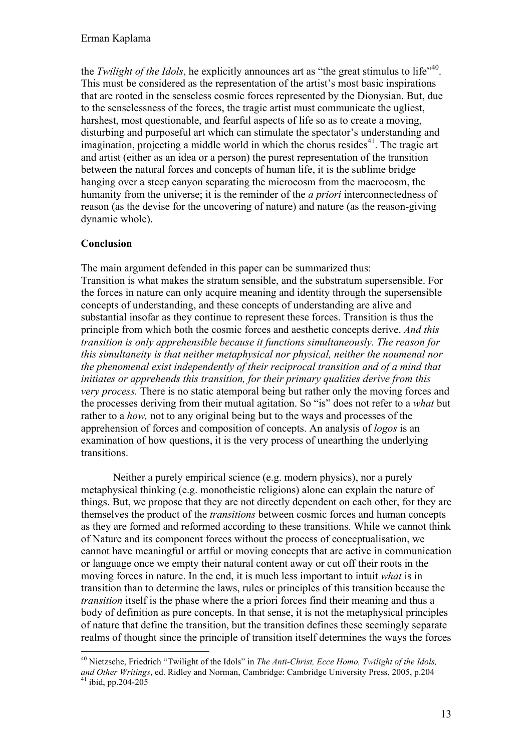the *Twilight of the Idols*, he explicitly announces art as "the great stimulus to life"[40]. This must be considered as the representation of the artist's most basic inspirations that are rooted in the senseless cosmic forces represented by the Dionysian. But, due to the senselessness of the forces, the tragic artist must communicate the ugliest, harshest, most questionable, and fearful aspects of life so as to create a moving, disturbing and purposeful art which can stimulate the spectator's understanding and imagination, projecting a middle world in which the chorus resides[41]. The tragic art and artist (either as an idea or a person) the purest representation of the transition between the natural forces and concepts of human life, it is the sublime bridge hanging over a steep canyon separating the microcosm from the macrocosm, the humanity from the universe; it is the reminder of the *a priori* interconnectedness of reason (as the devise for the uncovering of nature) and nature (as the reason-giving dynamic whole).

## Conclusion

The main argument defended in this paper can be summarized thus:
Transition is what makes the stratum sensible, and the substratum supersensible. For the forces in nature can only acquire meaning and identity through the supersensible concepts of understanding, and these concepts of understanding are alive and substantial insofar as they continue to represent these forces. Transition is thus the principle from which both the cosmic forces and aesthetic concepts derive. *And this transition is only apprehensible because it functions simultaneously. The reason for this simultaneity is that neither metaphysical nor physical, neither the noumenal nor the phenomenal exist independently of their reciprocal transition and of a mind that initiates or apprehends this transition, for their primary qualities derive from this very process.* There is no static atemporal being but rather only the moving forces and the processes deriving from their mutual agitation. So "is" does not refer to a *what* but rather to a *how,* not to any original being but to the ways and processes of the apprehension of forces and composition of concepts. An analysis of *logos* is an examination of how questions, it is the very process of unearthing the underlying transitions.

Neither a purely empirical science (e.g. modern physics), nor a purely metaphysical thinking (e.g. monotheistic religions) alone can explain the nature of things. But, we propose that they are not directly dependent on each other, for they are themselves the product of the *transitions* between cosmic forces and human concepts as they are formed and reformed according to these transitions. While we cannot think of Nature and its component forces without the process of conceptualisation, we cannot have meaningful or artful or moving concepts that are active in communication or language once we empty their natural content away or cut off their roots in the moving forces in nature. In the end, it is much less important to intuit *what* is in transition than to determine the laws, rules or principles of this transition because the *transition* itself is the phase where the a priori forces find their meaning and thus a body of definition as pure concepts. In that sense, it is not the metaphysical principles of nature that define the transition, but the transition defines these seemingly separate realms of thought since the principle of transition itself determines the ways the forces

[40] Nietzsche, Friedrich "Twilight of the Idols" in *The Anti-Christ, Ecce Homo, Twilight of the Idols, and Other Writings*, ed. Ridley and Norman, Cambridge: Cambridge University Press, 2005, p.204
[41] ibid, pp.204-205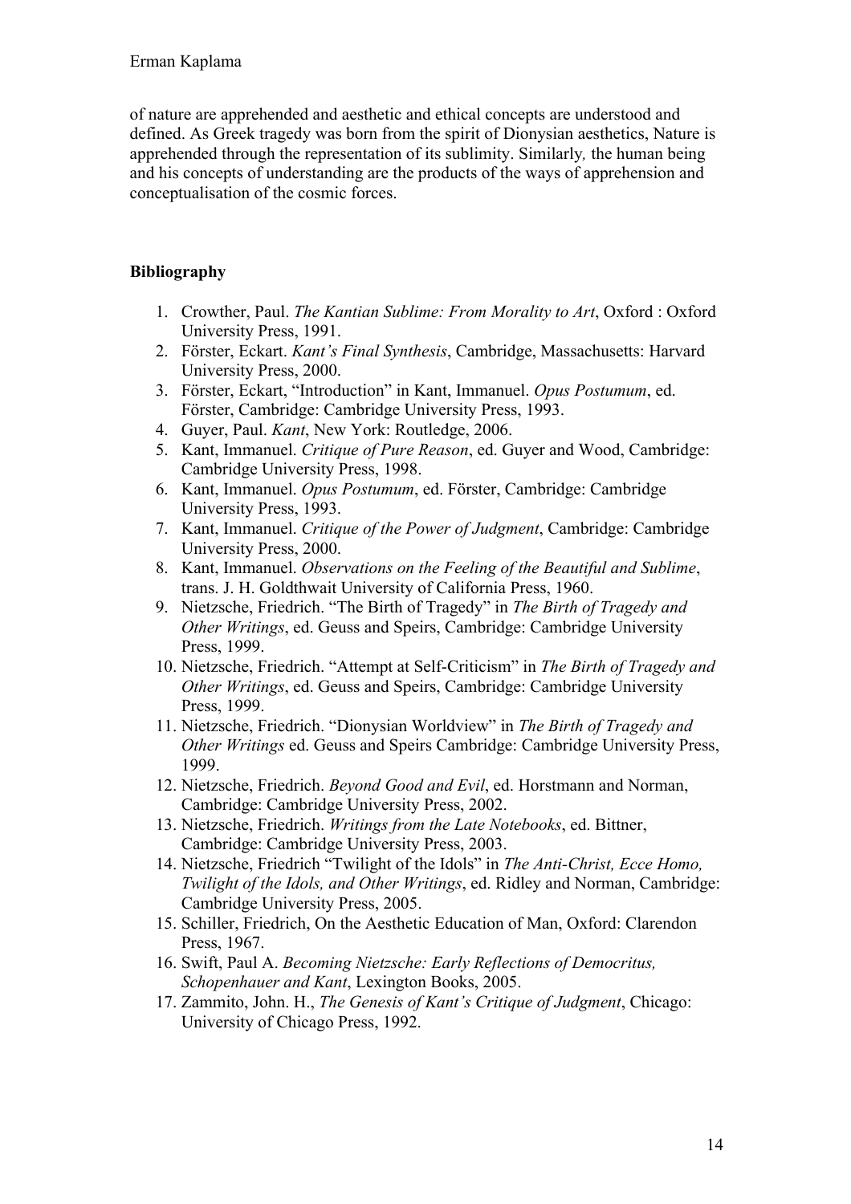of nature are apprehended and aesthetic and ethical concepts are understood and defined. As Greek tragedy was born from the spirit of Dionysian aesthetics, Nature is apprehended through the representation of its sublimity. Similarly*,* the human being and his concepts of understanding are the products of the ways of apprehension and conceptualisation of the cosmic forces.

**Bibliography**

1. Crowther, Paul. *The Kantian Sublime: From Morality to Art*, Oxford : Oxford University Press, 1991.
2. Förster, Eckart. *Kant's Final Synthesis*, Cambridge, Massachusetts: Harvard University Press, 2000.
3. Förster, Eckart, "Introduction" in Kant, Immanuel. *Opus Postumum*, ed. Förster, Cambridge: Cambridge University Press, 1993.
4. Guyer, Paul. *Kant*, New York: Routledge, 2006.
5. Kant, Immanuel. *Critique of Pure Reason*, ed. Guyer and Wood, Cambridge: Cambridge University Press, 1998.
6. Kant, Immanuel. *Opus Postumum*, ed. Förster, Cambridge: Cambridge University Press, 1993.
7. Kant, Immanuel. *Critique of the Power of Judgment*, Cambridge: Cambridge University Press, 2000.
8. Kant, Immanuel. *Observations on the Feeling of the Beautiful and Sublime*, trans. J. H. Goldthwait University of California Press, 1960.
9. Nietzsche, Friedrich. "The Birth of Tragedy" in *The Birth of Tragedy and Other Writings*, ed. Geuss and Speirs, Cambridge: Cambridge University Press, 1999.
10. Nietzsche, Friedrich. "Attempt at Self-Criticism" in *The Birth of Tragedy and Other Writings*, ed. Geuss and Speirs, Cambridge: Cambridge University Press, 1999.
11. Nietzsche, Friedrich. "Dionysian Worldview" in *The Birth of Tragedy and Other Writings* ed. Geuss and Speirs Cambridge: Cambridge University Press, 1999.
12. Nietzsche, Friedrich. *Beyond Good and Evil*, ed. Horstmann and Norman, Cambridge: Cambridge University Press, 2002.
13. Nietzsche, Friedrich. *Writings from the Late Notebooks*, ed. Bittner, Cambridge: Cambridge University Press, 2003.
14. Nietzsche, Friedrich "Twilight of the Idols" in *The Anti-Christ, Ecce Homo, Twilight of the Idols, and Other Writings*, ed. Ridley and Norman, Cambridge: Cambridge University Press, 2005.
15. Schiller, Friedrich, On the Aesthetic Education of Man, Oxford: Clarendon Press, 1967.
16. Swift, Paul A. *Becoming Nietzsche: Early Reflections of Democritus, Schopenhauer and Kant*, Lexington Books, 2005.
17. Zammito, John. H., *The Genesis of Kant's Critique of Judgment*, Chicago: University of Chicago Press, 1992.